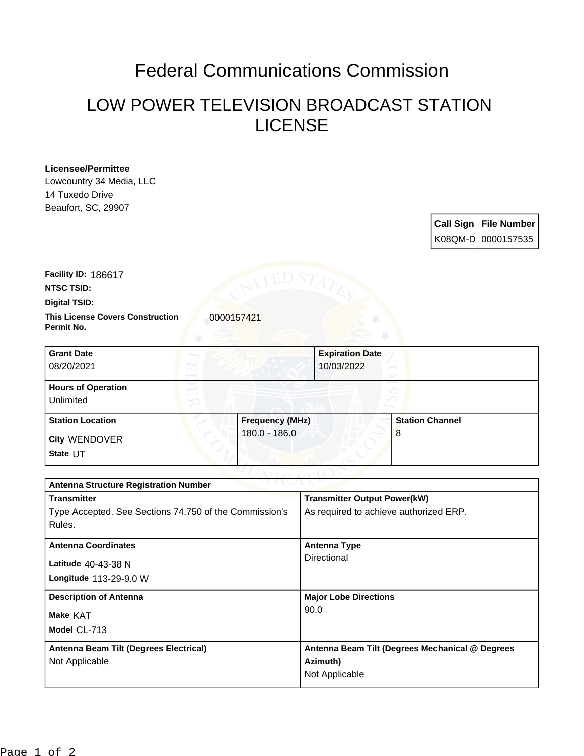# Federal Communications Commission

## LOW POWER TELEVISION BROADCAST STATION LICENSE

**Licensee/Permittee**
Lowcountry 34 Media, LLC
14 Tuxedo Drive
Beaufort, SC, 29907

| Call Sign | File Number |
| --- | --- |
| K08QM-D | 0000157535 |

**Facility ID:** 186617

**NTSC TSID:**

**Digital TSID:**

**This License Covers Construction Permit No.** 0000157421

| Grant Date | | Expiration Date |
| --- | --- | --- |
| 08/20/2021 | | 10/03/2022 |
| **Hours of Operation** | | |
| Unlimited | | |
| **Station Location** | **Frequency (MHz)** | **Station Channel** |
| City WENDOVER<br>State UT | 180.0 - 186.0 | 8 |

| Antenna Structure Registration Number | |
| --- | --- |
| **Transmitter**<br>Type Accepted. See Sections 74.750 of the Commission's Rules. | **Transmitter Output Power(kW)**<br>As required to achieve authorized ERP. |
| **Antenna Coordinates**<br>Latitude 40-43-38 N<br>Longitude 113-29-9.0 W | **Antenna Type**<br>Directional |
| **Description of Antenna**<br>Make KAT<br>Model CL-713 | **Major Lobe Directions**<br>90.0 |
| **Antenna Beam Tilt (Degrees Electrical)**<br>Not Applicable | **Antenna Beam Tilt (Degrees Mechanical @ Degrees Azimuth)**<br>Not Applicable |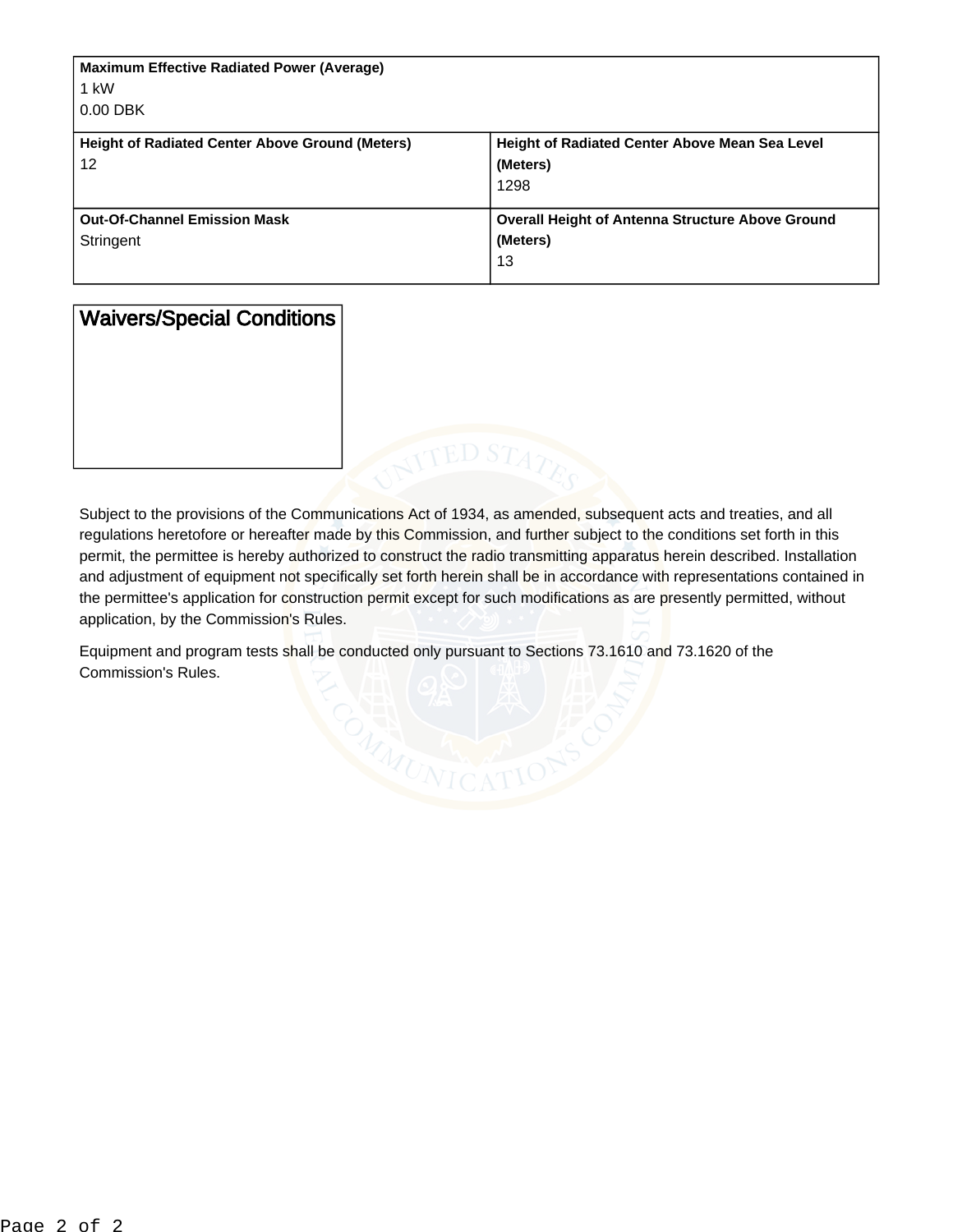| | |
|---|---|
| **Maximum Effective Radiated Power (Average)**<br>1 kW<br>0.00 DBK | |
| **Height of Radiated Center Above Ground (Meters)**<br>12 | **Height of Radiated Center Above Mean Sea Level (Meters)**<br>1298 |
| **Out-Of-Channel Emission Mask**<br>Stringent | **Overall Height of Antenna Structure Above Ground (Meters)**<br>13 |

## Waivers/Special Conditions

Subject to the provisions of the Communications Act of 1934, as amended, subsequent acts and treaties, and all regulations heretofore or hereafter made by this Commission, and further subject to the conditions set forth in this permit, the permittee is hereby authorized to construct the radio transmitting apparatus herein described. Installation and adjustment of equipment not specifically set forth herein shall be in accordance with representations contained in the permittee's application for construction permit except for such modifications as are presently permitted, without application, by the Commission's Rules.

Equipment and program tests shall be conducted only pursuant to Sections 73.1610 and 73.1620 of the Commission's Rules.